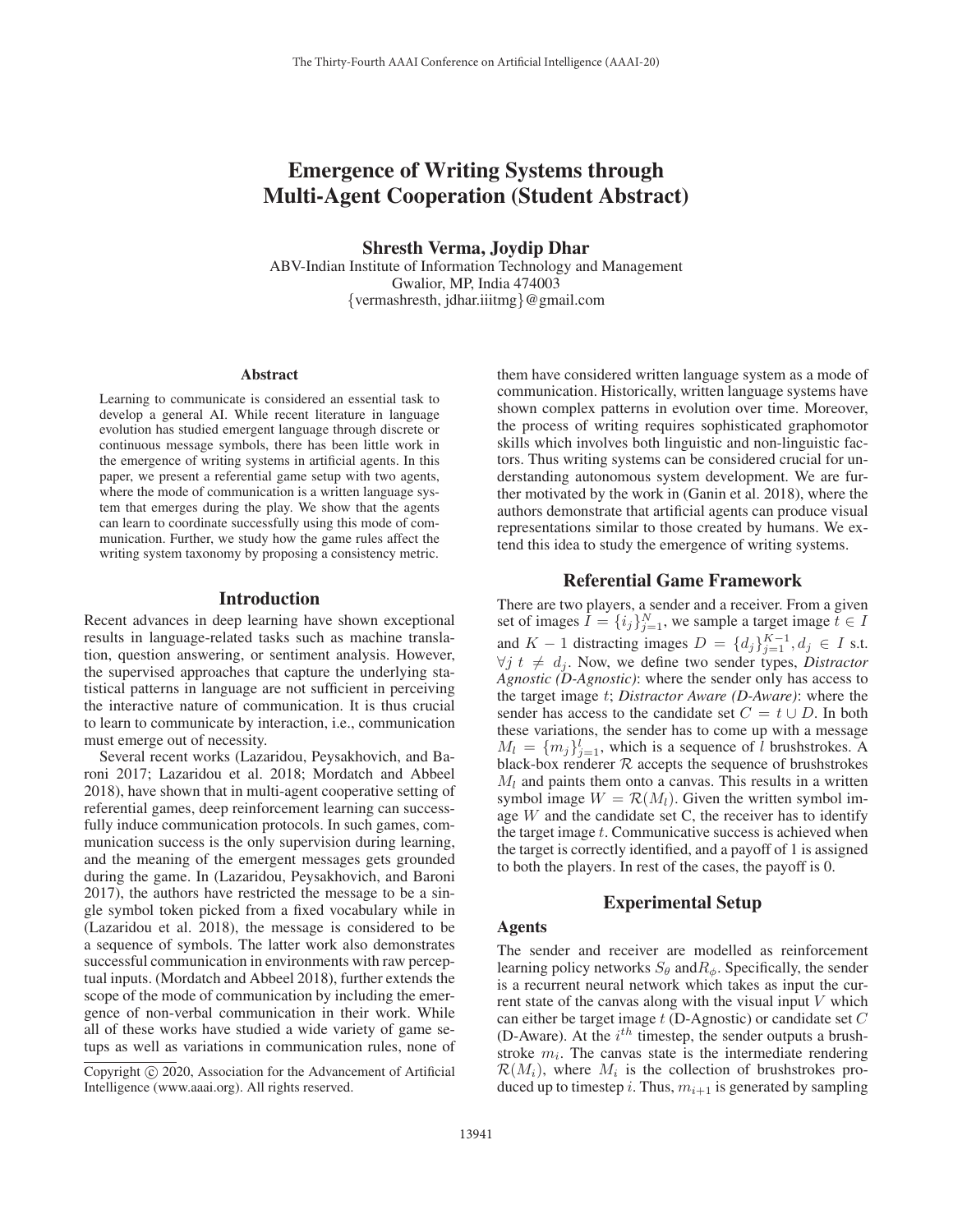# Emergence of Writing Systems through Multi-Agent Cooperation (Student Abstract)

**Shresth Verma, Joydip Dhar**

ABV-Indian Institute of Information Technology and Management
Gwalior, MP, India 474003
{vermashresth, jdhar.iiitmg}@gmail.com

## Abstract

Learning to communicate is considered an essential task to develop a general AI. While recent literature in language evolution has studied emergent language through discrete or continuous message symbols, there has been little work in the emergence of writing systems in artificial agents. In this paper, we present a referential game setup with two agents, where the mode of communication is a written language system that emerges during the play. We show that the agents can learn to coordinate successfully using this mode of communication. Further, we study how the game rules affect the writing system taxonomy by proposing a consistency metric.

## Introduction

Recent advances in deep learning have shown exceptional results in language-related tasks such as machine translation, question answering, or sentiment analysis. However, the supervised approaches that capture the underlying statistical patterns in language are not sufficient in perceiving the interactive nature of communication. It is thus crucial to learn to communicate by interaction, i.e., communication must emerge out of necessity.

Several recent works (Lazaridou, Peysakhovich, and Baroni 2017; Lazaridou et al. 2018; Mordatch and Abbeel 2018), have shown that in multi-agent cooperative setting of referential games, deep reinforcement learning can successfully induce communication protocols. In such games, communication success is the only supervision during learning, and the meaning of the emergent messages gets grounded during the game. In (Lazaridou, Peysakhovich, and Baroni 2017), the authors have restricted the message to be a single symbol token picked from a fixed vocabulary while in (Lazaridou et al. 2018), the message is considered to be a sequence of symbols. The latter work also demonstrates successful communication in environments with raw perceptual inputs. (Mordatch and Abbeel 2018), further extends the scope of the mode of communication by including the emergence of non-verbal communication in their work. While all of these works have studied a wide variety of game setups as well as variations in communication rules, none of them have considered written language system as a mode of communication. Historically, written language systems have shown complex patterns in evolution over time. Moreover, the process of writing requires sophisticated graphomotor skills which involves both linguistic and non-linguistic factors. Thus writing systems can be considered crucial for understanding autonomous system development. We are further motivated by the work in (Ganin et al. 2018), where the authors demonstrate that artificial agents can produce visual representations similar to those created by humans. We extend this idea to study the emergence of writing systems.

Copyright © 2020, Association for the Advancement of Artificial Intelligence (www.aaai.org). All rights reserved.

## Referential Game Framework

There are two players, a sender and a receiver. From a given set of images $I = \{i_j\}_{j=1}^{N}$, we sample a target image $t \in I$ and $K-1$ distracting images $D = \{d_j\}_{j=1}^{K-1}, d_j \in I$ s.t. $\forall j \; t \neq d_j$. Now, we define two sender types, *Distractor Agnostic (D-Agnostic)*: where the sender only has access to the target image $t$; *Distractor Aware (D-Aware)*: where the sender has access to the candidate set $C = t \cup D$. In both these variations, the sender has to come up with a message $M_l = \{m_j\}_{j=1}^{l}$, which is a sequence of $l$ brushstrokes. A black-box renderer $\mathcal{R}$ accepts the sequence of brushstrokes $M_l$ and paints them onto a canvas. This results in a written symbol image $W = \mathcal{R}(M_l)$. Given the written symbol image $W$ and the candidate set C, the receiver has to identify the target image $t$. Communicative success is achieved when the target is correctly identified, and a payoff of 1 is assigned to both the players. In rest of the cases, the payoff is 0.

## Experimental Setup

### Agents

The sender and receiver are modelled as reinforcement learning policy networks $S_\theta$ and$R_\phi$. Specifically, the sender is a recurrent neural network which takes as input the current state of the canvas along with the visual input $V$ which can either be target image $t$ (D-Agnostic) or candidate set $C$ (D-Aware). At the $i^{th}$ timestep, the sender outputs a brushstroke $m_i$. The canvas state is the intermediate rendering $\mathcal{R}(M_i)$, where $M_i$ is the collection of brushstrokes produced up to timestep $i$. Thus, $m_{i+1}$ is generated by sampling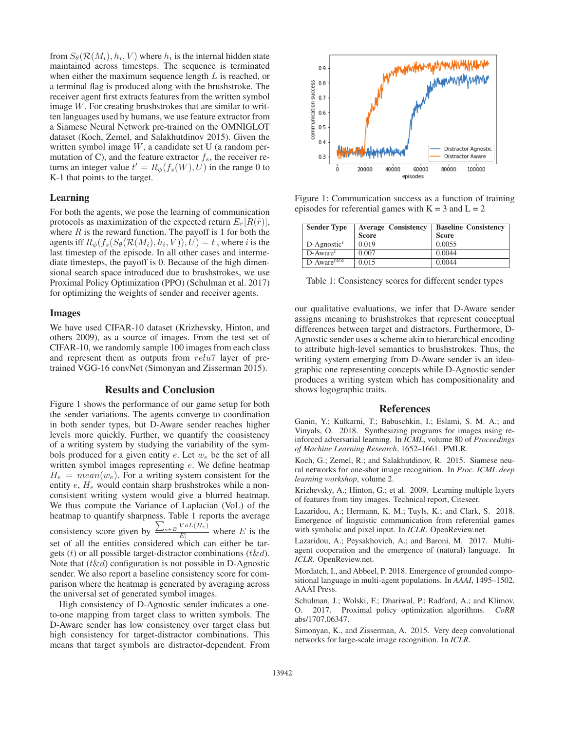from $S_\theta(\mathcal{R}(M_i), h_i, V)$ where $h_i$ is the internal hidden state maintained across timesteps. The sequence is terminated when either the maximum sequence length $L$ is reached, or a terminal flag is produced along with the brushstroke. The receiver agent first extracts features from the written symbol image $W$. For creating brushstrokes that are similar to written languages used by humans, we use feature extractor from a Siamese Neural Network pre-trained on the OMNIGLOT dataset (Koch, Zemel, and Salakhutdinov 2015). Given the written symbol image $W$, a candidate set U (a random permutation of C), and the feature extractor $f_s$, the receiver returns an integer value $t' = R_\phi(f_s(W), U)$ in the range 0 to K-1 that points to the target.

## Learning

For both the agents, we pose the learning of communication protocols as maximization of the expected return $E_{\tilde{r}}[R(\tilde{r})]$, where $R$ is the reward function. The payoff is 1 for both the agents iff $R_\phi(f_s(S_\theta(\mathcal{R}(M_i), h_i, V)), U) = t$ , where $i$ is the last timestep of the episode. In all other cases and intermediate timesteps, the payoff is 0. Because of the high dimensional search space introduced due to brushstrokes, we use Proximal Policy Optimization (PPO) (Schulman et al. 2017) for optimizing the weights of sender and receiver agents.

## Images

We have used CIFAR-10 dataset (Krizhevsky, Hinton, and others 2009), as a source of images. From the test set of CIFAR-10, we randomly sample 100 images from each class and represent them as outputs from $relu7$ layer of pre-trained VGG-16 convNet (Simonyan and Zisserman 2015).

## Results and Conclusion

Figure 1 shows the performance of our game setup for both the sender variations. The agents converge to coordination in both sender types, but D-Aware sender reaches higher levels more quickly. Further, we quantify the consistency of a writing system by studying the variability of the symbols produced for a given entity $e$. Let $w_e$ be the set of all written symbol images representing $e$. We define heatmap $H_e = mean(w_e)$. For a writing system consistent for the entity $e$, $H_e$ would contain sharp brushstrokes while a non-consistent writing system would give a blurred heatmap. We thus compute the Variance of Laplacian (VoL) of the heatmap to quantify sharpness. Table 1 reports the average consistency score given by $\frac{\sum_{e \in E} VoL(H_e)}{|E|}$ where $E$ is the set of all the entities considered which can either be targets ($t$) or all possible target-distractor combinations ($t\&d$). Note that ($t\&d$) configuration is not possible in D-Agnostic sender. We also report a baseline consistency score for comparison where the heatmap is generated by averaging across the universal set of generated symbol images.

High consistency of D-Agnostic sender indicates a one-to-one mapping from target class to written symbols. The D-Aware sender has low consistency over target class but high consistency for target-distractor combinations. This means that target symbols are distractor-dependent. From our qualitative evaluations, we infer that D-Aware sender assigns meaning to brushstrokes that represent conceptual differences between target and distractors. Furthermore, D-Agnostic sender uses a scheme akin to hierarchical encoding to attribute high-level semantics to brushstrokes. Thus, the writing system emerging from D-Aware sender is an ideographic one representing concepts while D-Agnostic sender produces a writing system which has compositionality and shows logographic traits.

0.9
0.8
0.7
0.6
0.5
0.4
0.3
communication success
0
20000
40000
60000
80000
100000
episodes
Distractor Agnostic
Distractor Aware

Figure 1: Communication success as a function of training episodes for referential games with K = 3 and L = 2

| Sender Type | Average Consistency Score | Baseline Consistency Score |
|---|---|---|
| D-Agnostic$^t$ | 0.019 | 0.0055 |
| D-Aware$^t$ | 0.007 | 0.0044 |
| D-Aware$^{t\&d}$ | 0.015 | 0.0044 |

Table 1: Consistency scores for different sender types

## References

Ganin, Y.; Kulkarni, T.; Babuschkin, I.; Eslami, S. M. A.; and Vinyals, O. 2018. Synthesizing programs for images using reinforced adversarial learning. In *ICML*, volume 80 of *Proceedings of Machine Learning Research*, 1652–1661. PMLR.

Koch, G.; Zemel, R.; and Salakhutdinov, R. 2015. Siamese neural networks for one-shot image recognition. In *Proc. ICML deep learning workshop*, volume 2.

Krizhevsky, A.; Hinton, G.; et al. 2009. Learning multiple layers of features from tiny images. Technical report, Citeseer.

Lazaridou, A.; Hermann, K. M.; Tuyls, K.; and Clark, S. 2018. Emergence of linguistic communication from referential games with symbolic and pixel input. In *ICLR*. OpenReview.net.

Lazaridou, A.; Peysakhovich, A.; and Baroni, M. 2017. Multi-agent cooperation and the emergence of (natural) language. In *ICLR*. OpenReview.net.

Mordatch, I., and Abbeel, P. 2018. Emergence of grounded compositional language in multi-agent populations. In *AAAI*, 1495–1502. AAAI Press.

Schulman, J.; Wolski, F.; Dhariwal, P.; Radford, A.; and Klimov, O. 2017. Proximal policy optimization algorithms. *CoRR* abs/1707.06347.

Simonyan, K., and Zisserman, A. 2015. Very deep convolutional networks for large-scale image recognition. In *ICLR*.